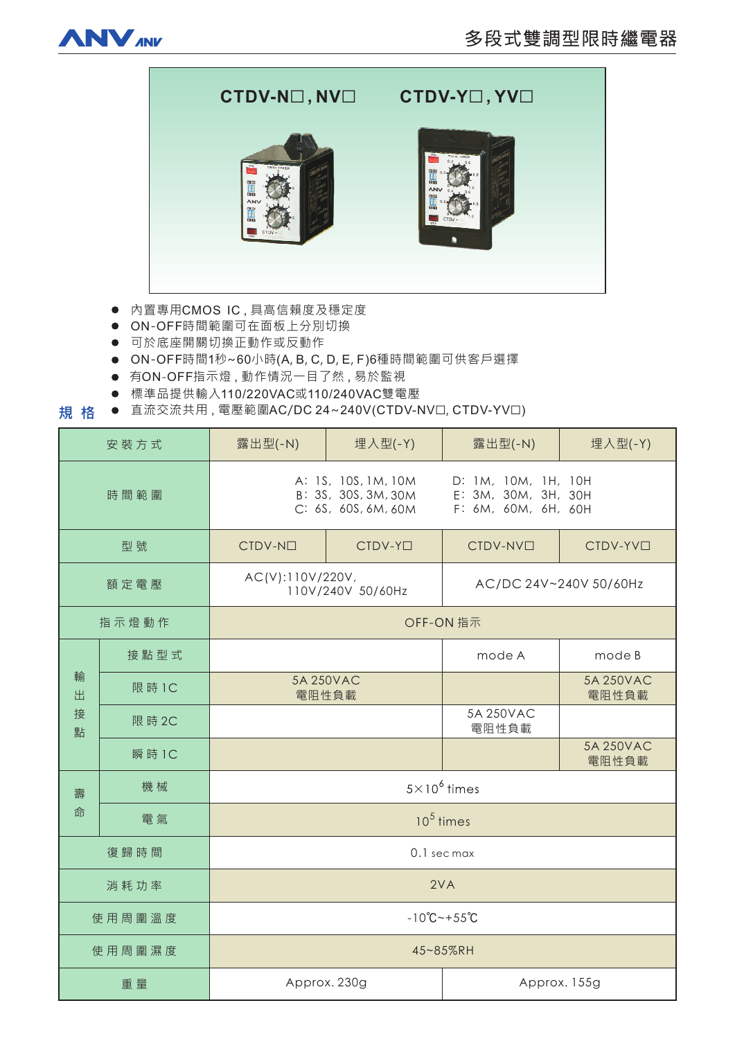# 多段式雙調型限時繼電器

CTDV-N□, NV□　　CTDV-Y□, YV□

- 內置專用CMOS IC，具高信賴度及穩定度
- ON-OFF時間範圍可在面板上分別切換
- 可於底座開關切換正動作或反動作
- ON-OFF時間1秒~60小時(A, B, C, D, E, F)6種時間範圍可供客戶選擇
- 有ON-OFF指示燈，動作情況一目了然，易於監視
- 標準品提供輸入110/220VAC或110/240VAC雙電壓
- 直流交流共用，電壓範圍AC/DC 24~240V(CTDV-NV□, CTDV-YV□)

## 規 格

| 安裝方式 | | 露出型(-N) | 埋入型(-Y) | 露出型(-N) | 埋入型(-Y) |
|---|---|---|---|---|---|
| 時間範圍 | | A: 1S, 10S, 1M, 10M<br>B: 3S, 30S, 3M, 30M<br>C: 6S, 60S, 6M, 60M | | D: 1M, 10M, 1H, 10H<br>E: 3M, 30M, 3H, 30H<br>F: 6M, 60M, 6H, 60H | |
| 型號 | | CTDV-N□ | CTDV-Y□ | CTDV-NV□ | CTDV-YV□ |
| 額定電壓 | | AC(V):110V/220V, 110V/240V 50/60Hz | | AC/DC 24V~240V 50/60Hz | |
| 指示燈動作 | | OFF-ON 指示 | | | |
| 輸出接點 | 接點型式 | | | mode A | mode B |
| | 限時1C | 5A 250VAC 電阻性負載 | | | 5A 250VAC 電阻性負載 |
| | 限時2C | | | 5A 250VAC 電阻性負載 | |
| | 瞬時1C | | | | 5A 250VAC 電阻性負載 |
| 壽命 | 機械 | $5\times10^{6}$ times | | | |
| | 電氣 | $10^{5}$ times | | | |
| 復歸時間 | | 0.1 sec max | | | |
| 消耗功率 | | 2VA | | | |
| 使用周圍溫度 | | -10℃~+55℃ | | | |
| 使用周圍濕度 | | 45~85%RH | | | |
| 重量 | | Approx. 230g | | Approx. 155g | |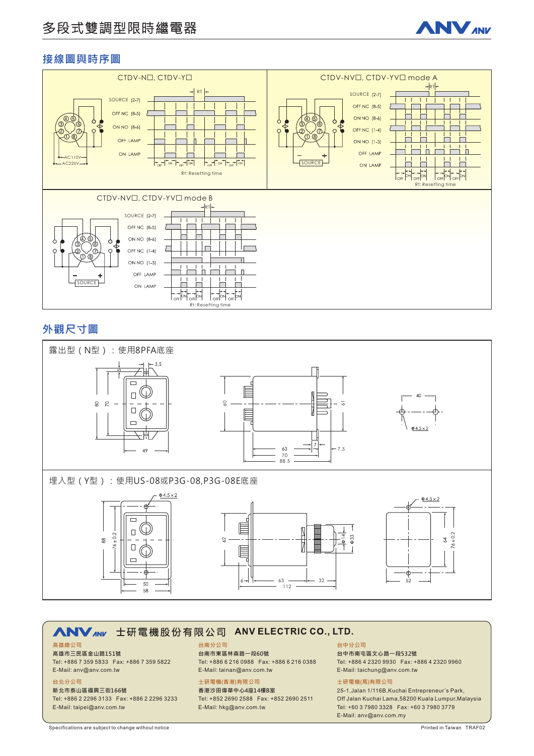## 接線圖與時序圖

CTDV-N☐, CTDV-Y☐

RT

SOURCE (2-7)

OFF NC (8-5)

ON NO (8-6)

OFF LAMP

ON LAMP

AC110V

AC220V

OFF ON OFF ON OFF ON OFF ON

Rt: Resetting time

CTDV-NV☐, CTDV-YV☐ mode A

RT

SOURCE (2-7)

OFF NC (8-5)

ON NO (8-6)

OFF NC (1-4)

ON NO (1-3)

OFF LAMP

ON LAMP

SOURCE

OFF ON OFF ON OFF ON OFF ON

Rt: Resetting time

CTDV-NV☐, CTDV-YV☐ mode B

RT

SOURCE (2-7)

OFF NC (8-5)

ON NO (8-6)

OFF NC (1-4)

ON NO (1-3)

OFF LAMP

ON LAMP

SOURCE

OFF ON OFF ON OFF ON OFF ON

Rt: Resetting time

## 外觀尺寸圖

露出型（N型）：使用8PFA底座

3.5

5

80

70

49

60

61

63

70

88.5

7

7.5

40

Φ4.5×2

埋入型（Y型）：使用US-08或P3G-08,P3G-08E底座

Φ4.5×2

88

76±0.2

50

58

62

6

63

112

32

Φ14

Φ33

Φ4.5×2

64

76±0.2

52

---

**ANV** 士研電機股份有限公司 **ANV ELECTRIC CO., LTD.**

高雄總公司
**高雄市三民區金山路151號**
Tel: +886 7 359 5833 Fax: +886 7 359 5822
E-Mail: anv@anv.com.tw

台南分公司
**台南市東區林森路一段60號**
Tel: +886 6 216 0988 Fax: +886 6 216 0388
E-Mail: tainan@anv.com.tw

台中分公司
**台中市南屯區文心路一段532號**
Tel: +886 4 2320 9930 Fax: +886 4 2320 9960
E-Mail: taichung@anv.com.tw

台北分公司
**新北市泰山區福興三街166號**
Tel: +886 2 2296 3133 Fax: +886 2 2296 3233
E-Mail: taipei@anv.com.tw

士研電機(香港)有限公司
**香港沙田偉華中心4座14樓B室**
Tel: +852 2690 2588 Fax: +852 2690 2511
E-Mail: hkg@anv.com.tw

士研電機(馬)有限公司
25-1,Jalan 1/116B,Kuchai Entrepreneur's Park,
Off Jalan Kuchai Lama,58200 Kuala Lumpur,Malaysia
Tel: +60 3 7980 3328 Fax: +60 3 7980 3779
E-Mail: anv@anv.com.my

Specifications are subject to change without notice

Printed in Taiwan TRAF02